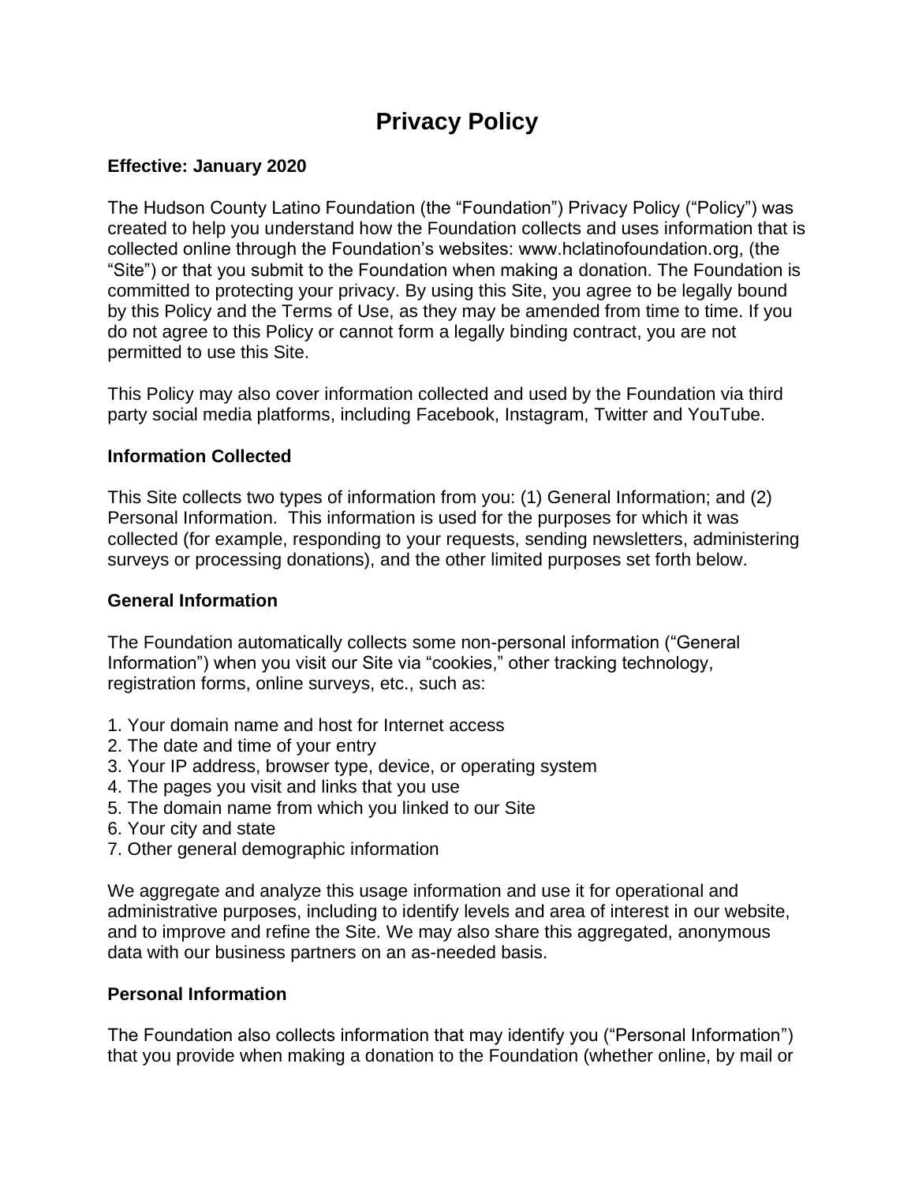# Privacy Policy

**Effective: January 2020**

The Hudson County Latino Foundation (the "Foundation") Privacy Policy ("Policy") was created to help you understand how the Foundation collects and uses information that is collected online through the Foundation's websites: www.hclatinofoundation.org, (the "Site") or that you submit to the Foundation when making a donation. The Foundation is committed to protecting your privacy. By using this Site, you agree to be legally bound by this Policy and the Terms of Use, as they may be amended from time to time. If you do not agree to this Policy or cannot form a legally binding contract, you are not permitted to use this Site.

This Policy may also cover information collected and used by the Foundation via third party social media platforms, including Facebook, Instagram, Twitter and YouTube.

**Information Collected**

This Site collects two types of information from you: (1) General Information; and (2) Personal Information. This information is used for the purposes for which it was collected (for example, responding to your requests, sending newsletters, administering surveys or processing donations), and the other limited purposes set forth below.

**General Information**

The Foundation automatically collects some non-personal information ("General Information") when you visit our Site via "cookies," other tracking technology, registration forms, online surveys, etc., such as:

1. Your domain name and host for Internet access
2. The date and time of your entry
3. Your IP address, browser type, device, or operating system
4. The pages you visit and links that you use
5. The domain name from which you linked to our Site
6. Your city and state
7. Other general demographic information

We aggregate and analyze this usage information and use it for operational and administrative purposes, including to identify levels and area of interest in our website, and to improve and refine the Site. We may also share this aggregated, anonymous data with our business partners on an as-needed basis.

**Personal Information**

The Foundation also collects information that may identify you ("Personal Information") that you provide when making a donation to the Foundation (whether online, by mail or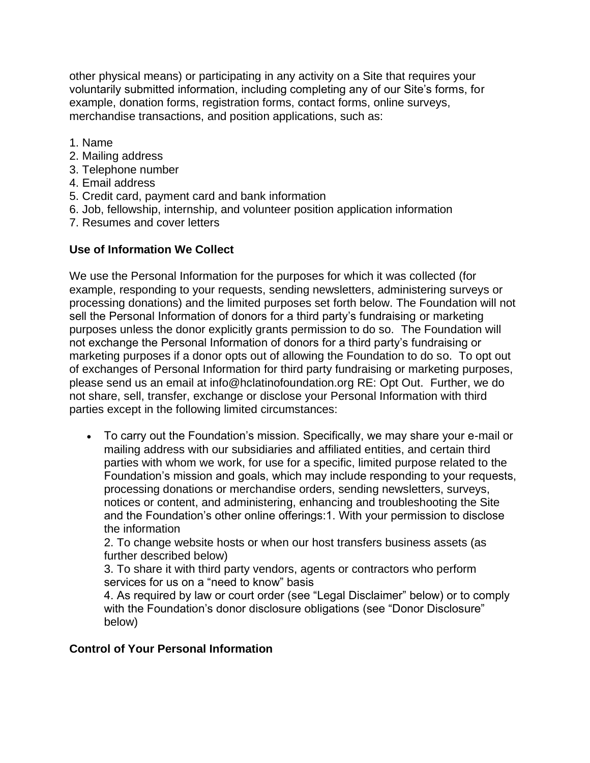other physical means) or participating in any activity on a Site that requires your voluntarily submitted information, including completing any of our Site's forms, for example, donation forms, registration forms, contact forms, online surveys, merchandise transactions, and position applications, such as:

1. Name
2. Mailing address
3. Telephone number
4. Email address
5. Credit card, payment card and bank information
6. Job, fellowship, internship, and volunteer position application information
7. Resumes and cover letters

**Use of Information We Collect**

We use the Personal Information for the purposes for which it was collected (for example, responding to your requests, sending newsletters, administering surveys or processing donations) and the limited purposes set forth below. The Foundation will not sell the Personal Information of donors for a third party's fundraising or marketing purposes unless the donor explicitly grants permission to do so. The Foundation will not exchange the Personal Information of donors for a third party's fundraising or marketing purposes if a donor opts out of allowing the Foundation to do so. To opt out of exchanges of Personal Information for third party fundraising or marketing purposes, please send us an email at info@hclatinofoundation.org RE: Opt Out. Further, we do not share, sell, transfer, exchange or disclose your Personal Information with third parties except in the following limited circumstances:

- To carry out the Foundation's mission. Specifically, we may share your e-mail or mailing address with our subsidiaries and affiliated entities, and certain third parties with whom we work, for use for a specific, limited purpose related to the Foundation's mission and goals, which may include responding to your requests, processing donations or merchandise orders, sending newsletters, surveys, notices or content, and administering, enhancing and troubleshooting the Site and the Foundation's other online offerings:1. With your permission to disclose the information
  2. To change website hosts or when our host transfers business assets (as further described below)
  3. To share it with third party vendors, agents or contractors who perform services for us on a "need to know" basis
  4. As required by law or court order (see "Legal Disclaimer" below) or to comply with the Foundation's donor disclosure obligations (see "Donor Disclosure" below)

**Control of Your Personal Information**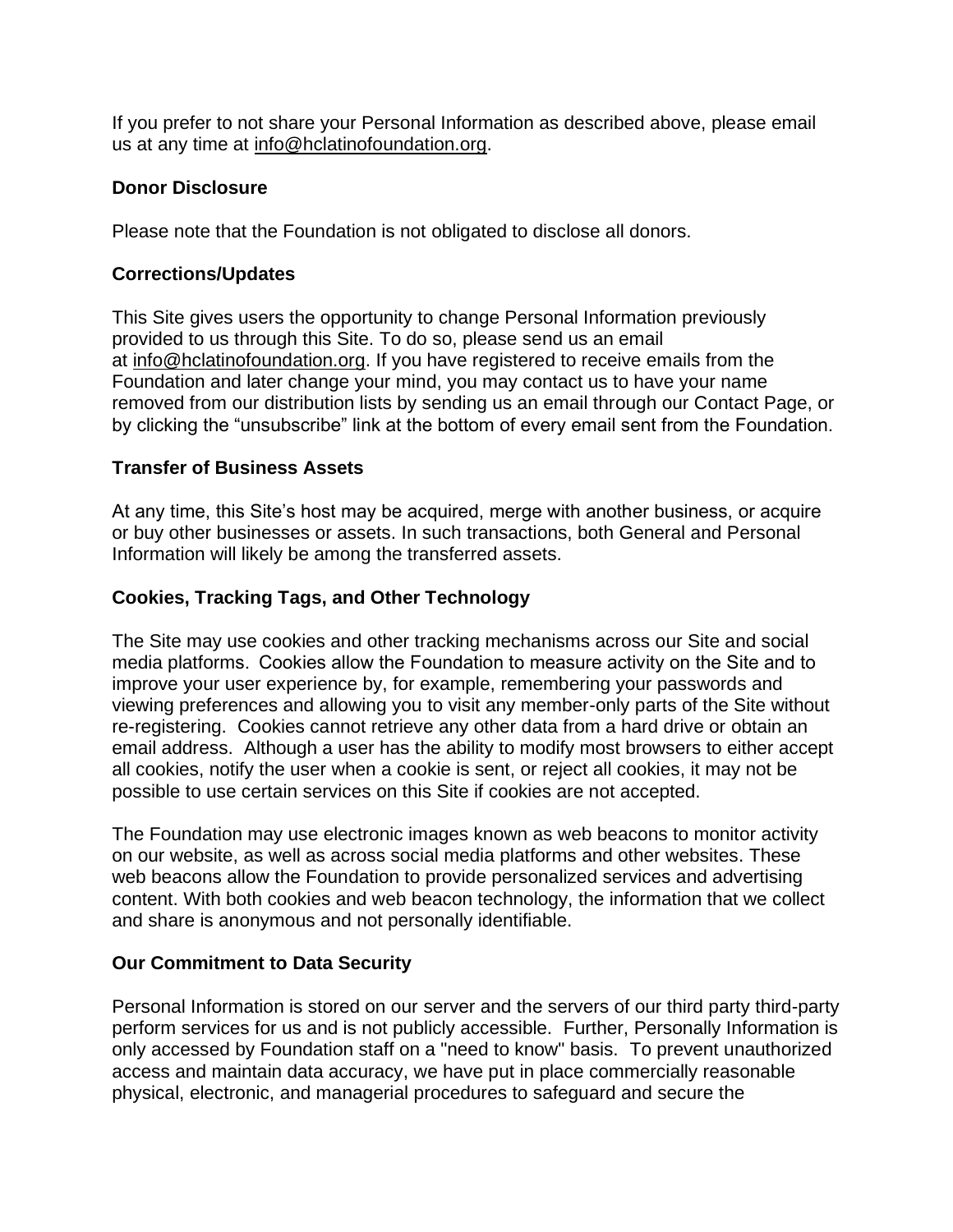If you prefer to not share your Personal Information as described above, please email us at any time at info@hclatinofoundation.org.

### Donor Disclosure

Please note that the Foundation is not obligated to disclose all donors.

### Corrections/Updates

This Site gives users the opportunity to change Personal Information previously provided to us through this Site. To do so, please send us an email at info@hclatinofoundation.org. If you have registered to receive emails from the Foundation and later change your mind, you may contact us to have your name removed from our distribution lists by sending us an email through our Contact Page, or by clicking the "unsubscribe" link at the bottom of every email sent from the Foundation.

### Transfer of Business Assets

At any time, this Site's host may be acquired, merge with another business, or acquire or buy other businesses or assets. In such transactions, both General and Personal Information will likely be among the transferred assets.

### Cookies, Tracking Tags, and Other Technology

The Site may use cookies and other tracking mechanisms across our Site and social media platforms. Cookies allow the Foundation to measure activity on the Site and to improve your user experience by, for example, remembering your passwords and viewing preferences and allowing you to visit any member-only parts of the Site without re-registering. Cookies cannot retrieve any other data from a hard drive or obtain an email address. Although a user has the ability to modify most browsers to either accept all cookies, notify the user when a cookie is sent, or reject all cookies, it may not be possible to use certain services on this Site if cookies are not accepted.

The Foundation may use electronic images known as web beacons to monitor activity on our website, as well as across social media platforms and other websites. These web beacons allow the Foundation to provide personalized services and advertising content. With both cookies and web beacon technology, the information that we collect and share is anonymous and not personally identifiable.

### Our Commitment to Data Security

Personal Information is stored on our server and the servers of our third party third-party perform services for us and is not publicly accessible. Further, Personally Information is only accessed by Foundation staff on a "need to know" basis. To prevent unauthorized access and maintain data accuracy, we have put in place commercially reasonable physical, electronic, and managerial procedures to safeguard and secure the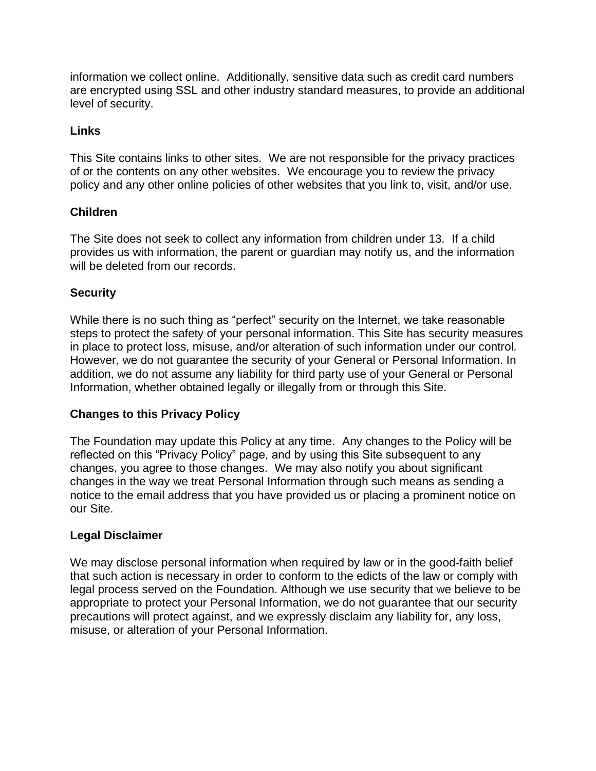information we collect online. Additionally, sensitive data such as credit card numbers are encrypted using SSL and other industry standard measures, to provide an additional level of security.

**Links**

This Site contains links to other sites. We are not responsible for the privacy practices of or the contents on any other websites. We encourage you to review the privacy policy and any other online policies of other websites that you link to, visit, and/or use.

**Children**

The Site does not seek to collect any information from children under 13. If a child provides us with information, the parent or guardian may notify us, and the information will be deleted from our records.

**Security**

While there is no such thing as "perfect" security on the Internet, we take reasonable steps to protect the safety of your personal information. This Site has security measures in place to protect loss, misuse, and/or alteration of such information under our control. However, we do not guarantee the security of your General or Personal Information. In addition, we do not assume any liability for third party use of your General or Personal Information, whether obtained legally or illegally from or through this Site.

**Changes to this Privacy Policy**

The Foundation may update this Policy at any time. Any changes to the Policy will be reflected on this "Privacy Policy" page, and by using this Site subsequent to any changes, you agree to those changes. We may also notify you about significant changes in the way we treat Personal Information through such means as sending a notice to the email address that you have provided us or placing a prominent notice on our Site.

**Legal Disclaimer**

We may disclose personal information when required by law or in the good-faith belief that such action is necessary in order to conform to the edicts of the law or comply with legal process served on the Foundation. Although we use security that we believe to be appropriate to protect your Personal Information, we do not guarantee that our security precautions will protect against, and we expressly disclaim any liability for, any loss, misuse, or alteration of your Personal Information.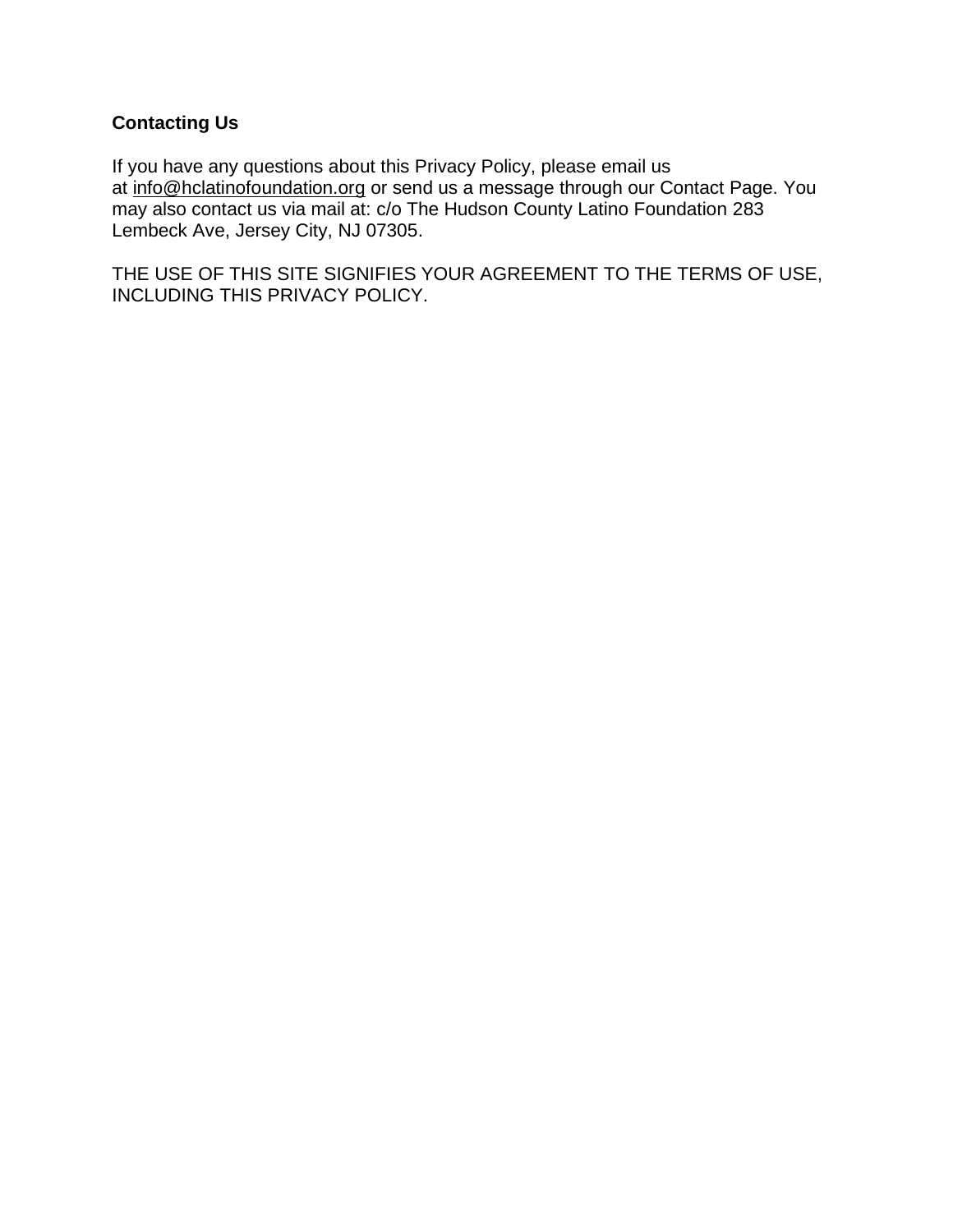**Contacting Us**

If you have any questions about this Privacy Policy, please email us at info@hclatinofoundation.org or send us a message through our Contact Page. You may also contact us via mail at: c/o The Hudson County Latino Foundation 283 Lembeck Ave, Jersey City, NJ 07305.

THE USE OF THIS SITE SIGNIFIES YOUR AGREEMENT TO THE TERMS OF USE, INCLUDING THIS PRIVACY POLICY.